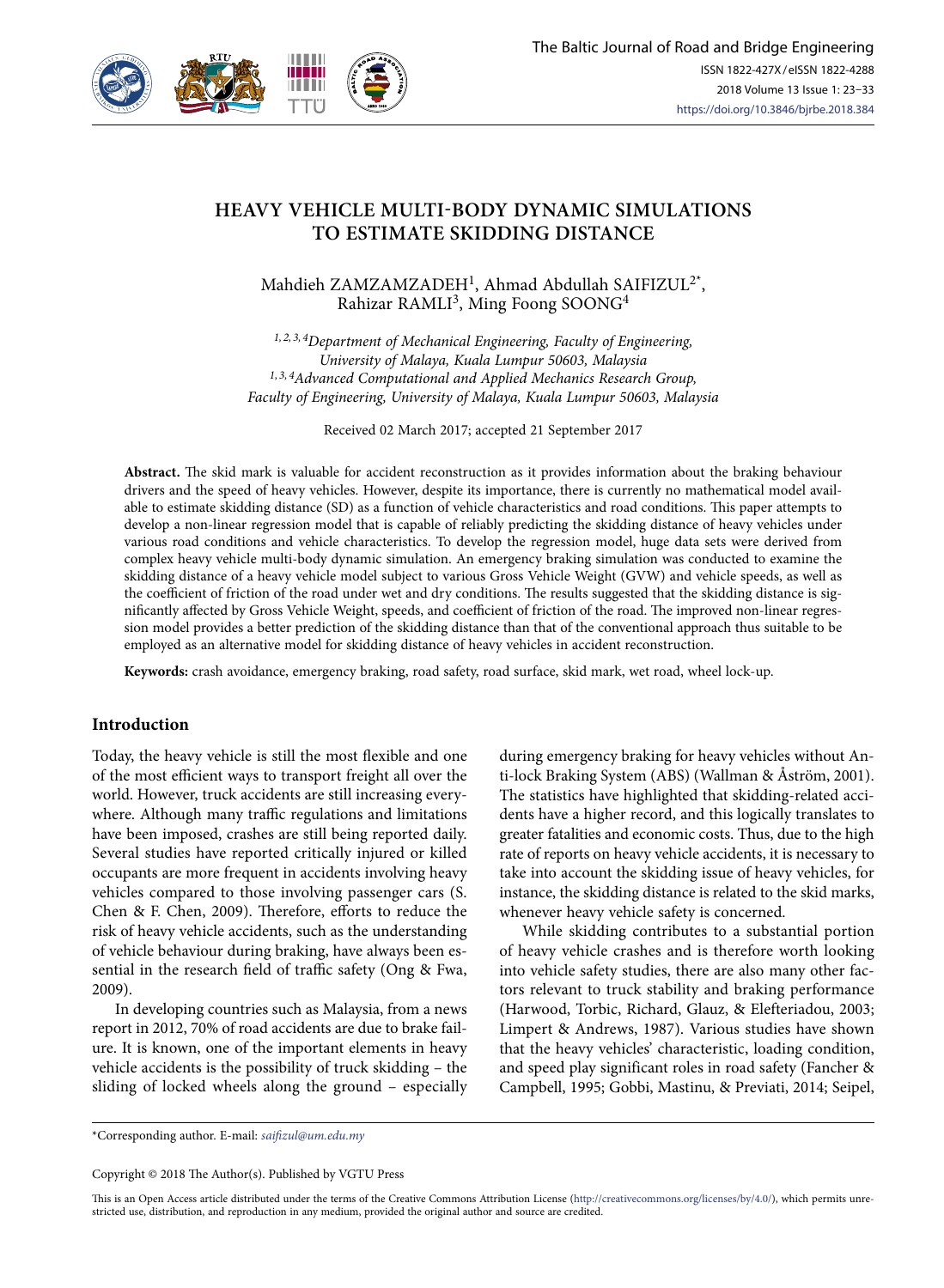# HEAVY VEHICLE MULTI-BODY DYNAMIC SIMULATIONS TO ESTIMATE SKIDDING DISTANCE

Mahdieh ZAMZAMZADEH[1], Ahmad Abdullah SAIFIZUL[2*], Rahizar RAMLI[3], Ming Foong SOONG[4]

[1, 2, 3, 4]*Department of Mechanical Engineering, Faculty of Engineering, University of Malaya, Kuala Lumpur 50603, Malaysia*
[1, 3, 4]*Advanced Computational and Applied Mechanics Research Group, Faculty of Engineering, University of Malaya, Kuala Lumpur 50603, Malaysia*

Received 02 March 2017; accepted 21 September 2017

**Abstract.** The skid mark is valuable for accident reconstruction as it provides information about the braking behaviour drivers and the speed of heavy vehicles. However, despite its importance, there is currently no mathematical model available to estimate skidding distance (SD) as a function of vehicle characteristics and road conditions. This paper attempts to develop a non-linear regression model that is capable of reliably predicting the skidding distance of heavy vehicles under various road conditions and vehicle characteristics. To develop the regression model, huge data sets were derived from complex heavy vehicle multi-body dynamic simulations. An emergency braking simulation was conducted to examine the skidding distance of a heavy vehicle model subject to various Gross Vehicle Weight (GVW) and vehicle speeds, as well as the coefficient of friction of the road under wet and dry conditions. The results suggested that the skidding distance is significantly affected by Gross Vehicle Weight, speeds, and coefficient of friction of the road. The improved non-linear regression model provides a better prediction of the skidding distance than that of the conventional approach thus suitable to be employed as an alternative model for skidding distance of heavy vehicles in accident reconstruction.

**Keywords:** crash avoidance, emergency braking, road safety, road surface, skid mark, wet road, wheel lock-up.

## Introduction

Today, the heavy vehicle is still the most flexible and one of the most efficient ways to transport freight all over the world. However, truck accidents are still increasing everywhere. Although many traffic regulations and limitations have been imposed, crashes are still being reported daily. Several studies have reported critically injured or killed occupants are more frequent in accidents involving heavy vehicles compared to those involving passenger cars (S. Chen & F. Chen, 2009). Therefore, efforts to reduce the risk of heavy vehicle accidents, such as the understanding of vehicle behaviour during braking, have always been essential in the research field of traffic safety (Ong & Fwa, 2009).

In developing countries such as Malaysia, from a news report in 2012, 70% of road accidents are due to brake failure. It is known, one of the important elements in heavy vehicle accidents is the possibility of truck skidding – the sliding of locked wheels along the ground – especially during emergency braking for heavy vehicles without Anti-lock Braking System (ABS) (Wallman & Åström, 2001). The statistics have highlighted that skidding-related accidents have a higher record, and this logically translates to greater fatalities and economic costs. Thus, due to the high rate of reports on heavy vehicle accidents, it is necessary to take into account the skidding issue of heavy vehicles, for instance, the skidding distance is related to the skid marks, whenever heavy vehicle safety is concerned.

While skidding contributes to a substantial portion of heavy vehicle crashes and is therefore worth looking into vehicle safety studies, there are also many other factors relevant to truck stability and braking performance (Harwood, Torbic, Richard, Glauz, & Elefteriadou, 2003; Limpert & Andrews, 1987). Various studies have shown that the heavy vehicles' characteristic, loading condition, and speed play significant roles in road safety (Fancher & Campbell, 1995; Gobbi, Mastinu, & Previati, 2014; Seipel,

*Corresponding author. E-mail: *saifizul@um.edu.my*

Copyright © 2018 The Author(s). Published by VGTU Press

This is an Open Access article distributed under the terms of the Creative Commons Attribution License (http://creativecommons.org/licenses/by/4.0/), which permits unrestricted use, distribution, and reproduction in any medium, provided the original author and source are credited.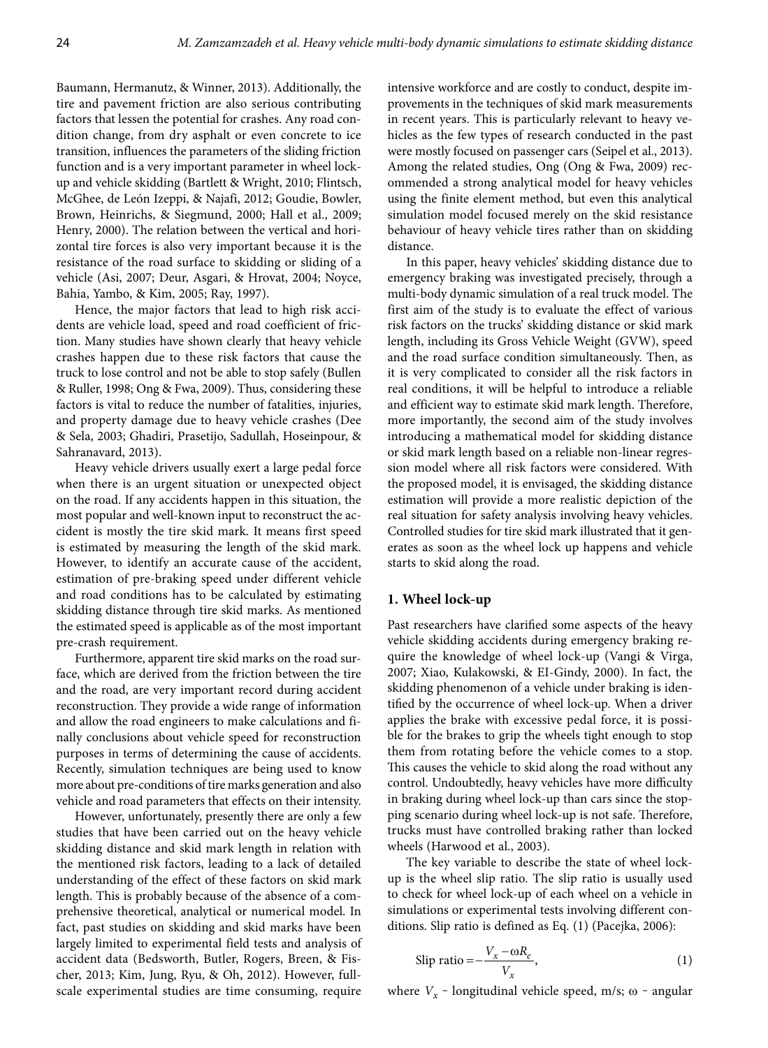Baumann, Hermanutz, & Winner, 2013). Additionally, the tire and pavement friction are also serious contributing factors that lessen the potential for crashes. Any road condition change, from dry asphalt or even concrete to ice transition, influences the parameters of the sliding friction function and is a very important parameter in wheel lock-up and vehicle skidding (Bartlett & Wright, 2010; Flintsch, McGhee, de León Izeppi, & Najafi, 2012; Goudie, Bowler, Brown, Heinrichs, & Siegmund, 2000; Hall et al., 2009; Henry, 2000). The relation between the vertical and horizontal tire forces is also very important because it is the resistance of the road surface to skidding or sliding of a vehicle (Asi, 2007; Deur, Asgari, & Hrovat, 2004; Noyce, Bahia, Yambo, & Kim, 2005; Ray, 1997).

Hence, the major factors that lead to high risk accidents are vehicle load, speed and road coefficient of friction. Many studies have shown clearly that heavy vehicle crashes happen due to these risk factors that cause the truck to lose control and not be able to stop safely (Bullen & Ruller, 1998; Ong & Fwa, 2009). Thus, considering these factors is vital to reduce the number of fatalities, injuries, and property damage due to heavy vehicle crashes (Dee & Sela, 2003; Ghadiri, Prasetijo, Sadullah, Hoseinpour, & Sahranavard, 2013).

Heavy vehicle drivers usually exert a large pedal force when there is an urgent situation or unexpected object on the road. If any accidents happen in this situation, the most popular and well-known input to reconstruct the accident is mostly the tire skid mark. It means first speed is estimated by measuring the length of the skid mark. However, to identify an accurate cause of the accident, estimation of pre-braking speed under different vehicle and road conditions has to be calculated by estimating skidding distance through tire skid marks. As mentioned the estimated speed is applicable as of the most important pre-crash requirement.

Furthermore, apparent tire skid marks on the road surface, which are derived from the friction between the tire and the road, are very important record during accident reconstruction. They provide a wide range of information and allow the road engineers to make calculations and finally conclusions about vehicle speed for reconstruction purposes in terms of determining the cause of accidents. Recently, simulation techniques are being used to know more about pre-conditions of tire marks generation and also vehicle and road parameters that effects on their intensity.

However, unfortunately, presently there are only a few studies that have been carried out on the heavy vehicle skidding distance and skid mark length in relation with the mentioned risk factors, leading to a lack of detailed understanding of the effect of these factors on skid mark length. This is probably because of the absence of a comprehensive theoretical, analytical or numerical model. In fact, past studies on skidding and skid marks have been largely limited to experimental field tests and analysis of accident data (Bedsworth, Butler, Rogers, Breen, & Fischer, 2013; Kim, Jung, Ryu, & Oh, 2012). However, full-scale experimental studies are time consuming, require intensive workforce and are costly to conduct, despite improvements in the techniques of skid mark measurements in recent years. This is particularly relevant to heavy vehicles as the few types of research conducted in the past were mostly focused on passenger cars (Seipel et al., 2013). Among the related studies, Ong (Ong & Fwa, 2009) recommended a strong analytical model for heavy vehicles using the finite element method, but even this analytical simulation model focused merely on the skid resistance behaviour of heavy vehicle tires rather than on skidding distance.

In this paper, heavy vehicles' skidding distance due to emergency braking was investigated precisely, through a multi-body dynamic simulation of a real truck model. The first aim of the study is to evaluate the effect of various risk factors on the trucks' skidding distance or skid mark length, including its Gross Vehicle Weight (GVW), speed and the road surface condition simultaneously. Then, as it is very complicated to consider all the risk factors in real conditions, it will be helpful to introduce a reliable and efficient way to estimate skid mark length. Therefore, more importantly, the second aim of the study involves introducing a mathematical model for skidding distance or skid mark length based on a reliable non-linear regression model where all risk factors were considered. With the proposed model, it is envisaged, the skidding distance estimation will provide a more realistic depiction of the real situation for safety analysis involving heavy vehicles. Controlled studies for tire skid mark illustrated that it generates as soon as the wheel lock up happens and vehicle starts to skid along the road.

## 1. Wheel lock-up

Past researchers have clarified some aspects of the heavy vehicle skidding accidents during emergency braking require the knowledge of wheel lock-up (Vangi & Virga, 2007; Xiao, Kulakowski, & EI-Gindy, 2000). In fact, the skidding phenomenon of a vehicle under braking is identified by the occurrence of wheel lock-up. When a driver applies the brake with excessive pedal force, it is possible for the brakes to grip the wheels tight enough to stop them from rotating before the vehicle comes to a stop. This causes the vehicle to skid along the road without any control. Undoubtedly, heavy vehicles have more difficulty in braking during wheel lock-up than cars since the stopping scenario during wheel lock-up is not safe. Therefore, trucks must have controlled braking rather than locked wheels (Harwood et al., 2003).

The key variable to describe the state of wheel lock-up is the wheel slip ratio. The slip ratio is usually used to check for wheel lock-up of each wheel on a vehicle in simulations or experimental tests involving different conditions. Slip ratio is defined as Eq. (1) (Pacejka, 2006):

$$\text{Slip ratio} = -\frac{V_x - \omega R_e}{V_x}, \quad (1)$$

where $V_x$ – longitudinal vehicle speed, m/s; ω – angular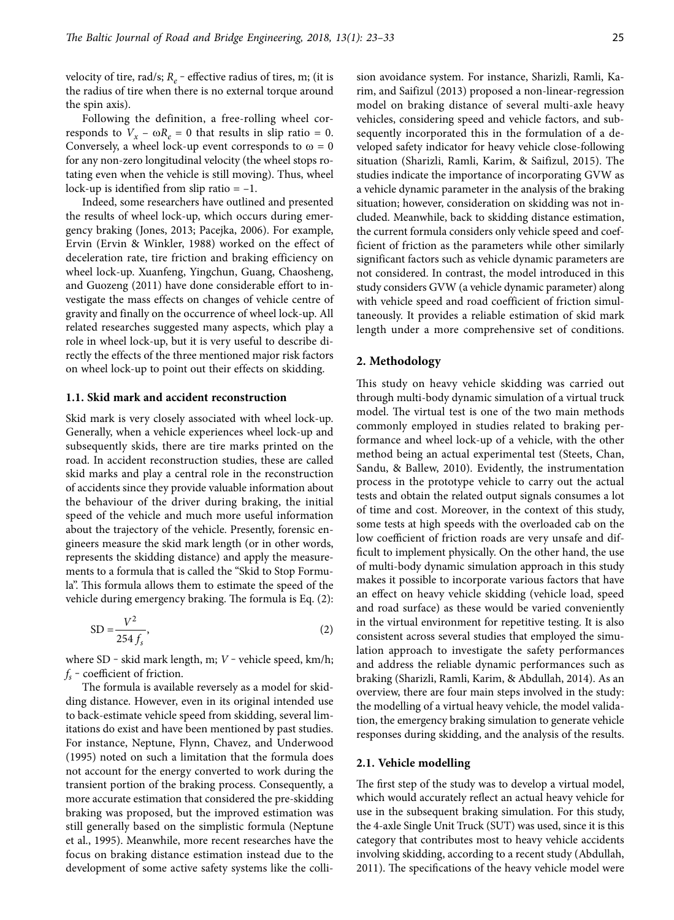velocity of tire, rad/s; $R_e$ – effective radius of tires, m; (it is the radius of tire when there is no external torque around the spin axis).

Following the definition, a free-rolling wheel corresponds to $V_x - \omega R_e = 0$ that results in slip ratio = 0. Conversely, a wheel lock-up event corresponds to $\omega = 0$ for any non-zero longitudinal velocity (the wheel stops rotating even when the vehicle is still moving). Thus, wheel lock-up is identified from slip ratio = –1.

Indeed, some researchers have outlined and presented the results of wheel lock-up, which occurs during emergency braking (Jones, 2013; Pacejka, 2006). For example, Ervin (Ervin & Winkler, 1988) worked on the effect of deceleration rate, tire friction and braking efficiency on wheel lock-up. Xuanfeng, Yingchun, Guang, Chaosheng, and Guozeng (2011) have done considerable effort to investigate the mass effects on changes of vehicle centre of gravity and finally on the occurrence of wheel lock-up. All related researches suggested many aspects, which play a role in wheel lock-up, but it is very useful to describe directly the effects of the three mentioned major risk factors on wheel lock-up to point out their effects on skidding.

### 1.1. Skid mark and accident reconstruction

Skid mark is very closely associated with wheel lock-up. Generally, when a vehicle experiences wheel lock-up and subsequently skids, there are tire marks printed on the road. In accident reconstruction studies, these are called skid marks and play a central role in the reconstruction of accidents since they provide valuable information about the behaviour of the driver during braking, the initial speed of the vehicle and much more useful information about the trajectory of the vehicle. Presently, forensic engineers measure the skid mark length (or in other words, represents the skidding distance) and apply the measurements to a formula that is called the "Skid to Stop Formula". This formula allows them to estimate the speed of the vehicle during emergency braking. The formula is Eq. (2):

$$\text{SD} = \frac{V^2}{254\, f_s}, \tag{2}$$

where SD – skid mark length, m; $V$ – vehicle speed, km/h; $f_s$ – coefficient of friction.

The formula is available reversely as a model for skidding distance. However, even in its original intended use to back-estimate vehicle speed from skidding, several limitations do exist and have been mentioned by past studies. For instance, Neptune, Flynn, Chavez, and Underwood (1995) noted on such a limitation that the formula does not account for the energy converted to work during the transient portion of the braking process. Consequently, a more accurate estimation that considered the pre-skidding braking was proposed, but the improved estimation was still generally based on the simplistic formula (Neptune et al., 1995). Meanwhile, more recent researches have the focus on braking distance estimation instead due to the development of some active safety systems like the collision avoidance system. For instance, Sharizli, Ramli, Karim, and Saifizul (2013) proposed a non-linear-regression model on braking distance of several multi-axle heavy vehicles, considering speed and vehicle factors, and subsequently incorporated this in the formulation of a developed safety indicator for heavy vehicle close-following situation (Sharizli, Ramli, Karim, & Saifizul, 2015). The studies indicate the importance of incorporating GVW as a vehicle dynamic parameter in the analysis of the braking situation; however, consideration on skidding was not included. Meanwhile, back to skidding distance estimation, the current formula considers only vehicle speed and coefficient of friction as the parameters while other similarly significant factors such as vehicle dynamic parameters are not considered. In contrast, the model introduced in this study considers GVW (a vehicle dynamic parameter) along with vehicle speed and road coefficient of friction simultaneously. It provides a reliable estimation of skid mark length under a more comprehensive set of conditions.

## 2. Methodology

This study on heavy vehicle skidding was carried out through multi-body dynamic simulation of a virtual truck model. The virtual test is one of the two main methods commonly employed in studies related to braking performance and wheel lock-up of a vehicle, with the other method being an actual experimental test (Steets, Chan, Sandu, & Ballew, 2010). Evidently, the instrumentation process in the prototype vehicle to carry out the actual tests and obtain the related output signals consumes a lot of time and cost. Moreover, in the context of this study, some tests at high speeds with the overloaded cab on the low coefficient of friction roads are very unsafe and difficult to implement physically. On the other hand, the use of multi-body dynamic simulation approach in this study makes it possible to incorporate various factors that have an effect on heavy vehicle skidding (vehicle load, speed and road surface) as these would be varied conveniently in the virtual environment for repetitive testing. It is also consistent across several studies that employed the simulation approach to investigate the safety performances and address the reliable dynamic performances such as braking (Sharizli, Ramli, Karim, & Abdullah, 2014). As an overview, there are four main steps involved in the study: the modelling of a virtual heavy vehicle, the model validation, the emergency braking simulation to generate vehicle responses during skidding, and the analysis of the results.

### 2.1. Vehicle modelling

The first step of the study was to develop a virtual model, which would accurately reflect an actual heavy vehicle for use in the subsequent braking simulation. For this study, the 4-axle Single Unit Truck (SUT) was used, since it is this category that contributes most to heavy vehicle accidents involving skidding, according to a recent study (Abdullah, 2011). The specifications of the heavy vehicle model were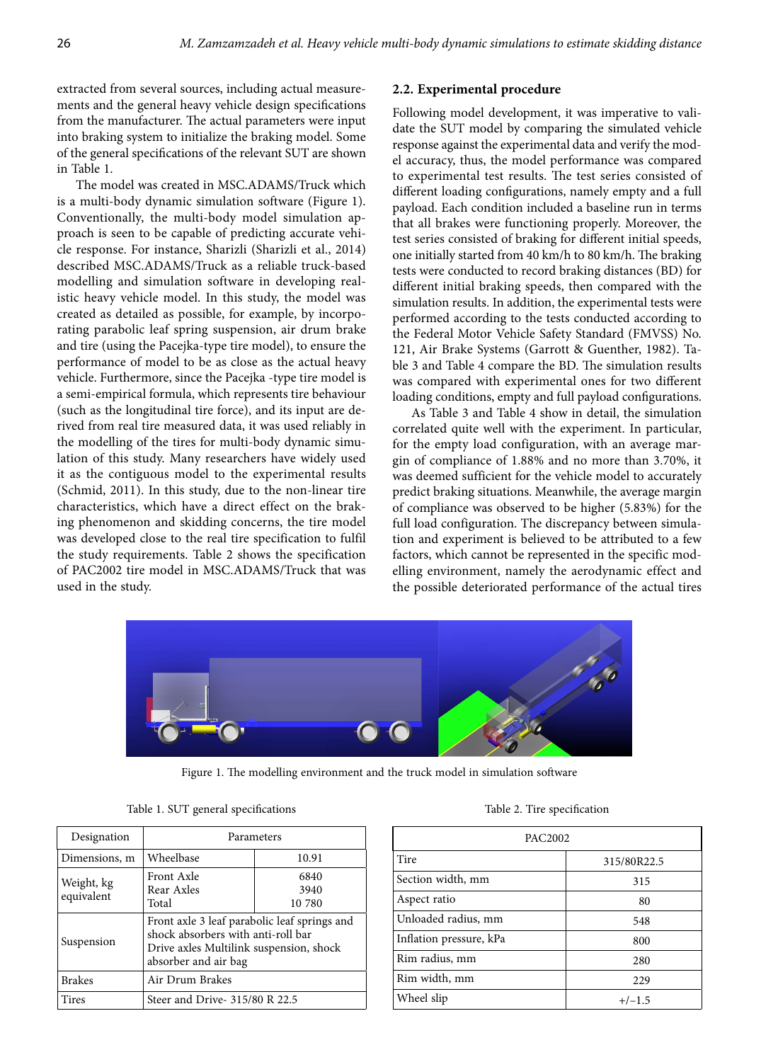extracted from several sources, including actual measurements and the general heavy vehicle design specifications from the manufacturer. The actual parameters were input into braking system to initialize the braking model. Some of the general specifications of the relevant SUT are shown in Table 1.

The model was created in MSC.ADAMS/Truck which is a multi-body dynamic simulation software (Figure 1). Conventionally, the multi-body model simulation approach is seen to be capable of predicting accurate vehicle response. For instance, Sharizli (Sharizli et al., 2014) described MSC.ADAMS/Truck as a reliable truck-based modelling and simulation software in developing realistic heavy vehicle model. In this study, the model was created as detailed as possible, for example, by incorporating parabolic leaf spring suspension, air drum brake and tire (using the Pacejka-type tire model), to ensure the performance of model to be as close as the actual heavy vehicle. Furthermore, since the Pacejka -type tire model is a semi-empirical formula, which represents tire behaviour (such as the longitudinal tire force), and its input are derived from real tire measured data, it was used reliably in the modelling of the tires for multi-body dynamic simulation of this study. Many researchers have widely used it as the contiguous model to the experimental results (Schmid, 2011). In this study, due to the non-linear tire characteristics, which have a direct effect on the braking phenomenon and skidding concerns, the tire model was developed close to the real tire specification to fulfil the study requirements. Table 2 shows the specification of PAC2002 tire model in MSC.ADAMS/Truck that was used in the study.

## 2.2. Experimental procedure

Following model development, it was imperative to validate the SUT model by comparing the simulated vehicle response against the experimental data and verify the model accuracy, thus, the model performance was compared to experimental test results. The test series consisted of different loading configurations, namely empty and a full payload. Each condition included a baseline run in terms that all brakes were functioning properly. Moreover, the test series consisted of braking for different initial speeds, one initially started from 40 km/h to 80 km/h. The braking tests were conducted to record braking distances (BD) for different initial braking speeds, then compared with the simulation results. In addition, the experimental tests were performed according to the tests conducted according to the Federal Motor Vehicle Safety Standard (FMVSS) No. 121, Air Brake Systems (Garrott & Guenther, 1982). Table 3 and Table 4 compare the BD. The simulation results was compared with experimental ones for two different loading conditions, empty and full payload configurations.

As Table 3 and Table 4 show in detail, the simulation correlated quite well with the experiment. In particular, for the empty load configuration, with an average margin of compliance of 1.88% and no more than 3.70%, it was deemed sufficient for the vehicle model to accurately predict braking situations. Meanwhile, the average margin of compliance was observed to be higher (5.83%) for the full load configuration. The discrepancy between simulation and experiment is believed to be attributed to a few factors, which cannot be represented in the specific modelling environment, namely the aerodynamic effect and the possible deteriorated performance of the actual tires

Figure 1. The modelling environment and the truck model in simulation software

Table 1. SUT general specifications

| Designation | Parameters | |
|---|---|---|
| Dimensions, m | Wheelbase | 10.91 |
| Weight, kg equivalent | Front Axle<br>Rear Axles<br>Total | 6840<br>3940<br>10 780 |
| Suspension | Front axle 3 leaf parabolic leaf springs and shock absorbers with anti-roll bar<br>Drive axles Multilink suspension, shock absorber and air bag | |
| Brakes | Air Drum Brakes | |
| Tires | Steer and Drive- 315/80 R 22.5 | |

Table 2. Tire specification

| PAC2002 | |
|---|---|
| Tire | 315/80R22.5 |
| Section width, mm | 315 |
| Aspect ratio | 80 |
| Unloaded radius, mm | 548 |
| Inflation pressure, kPa | 800 |
| Rim radius, mm | 280 |
| Rim width, mm | 229 |
| Wheel slip | +/−1.5 |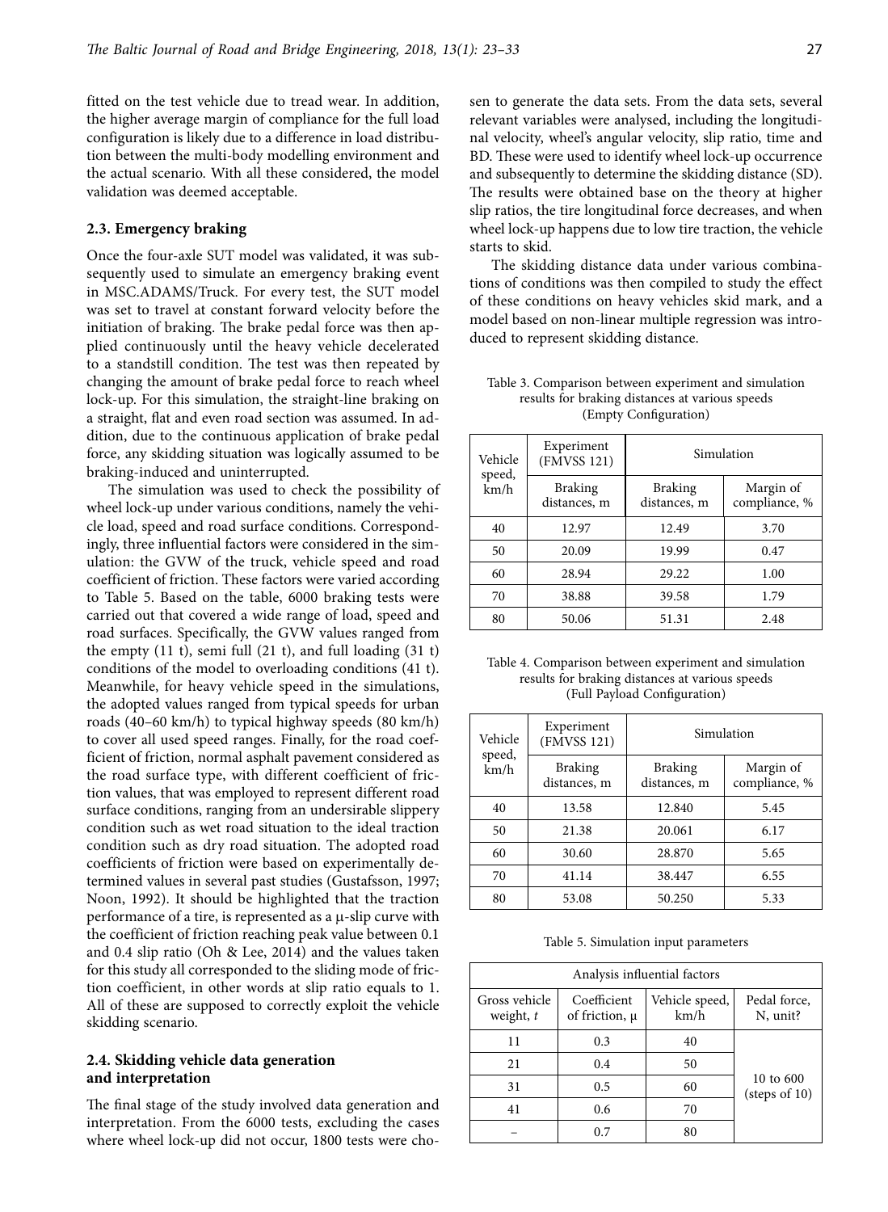fitted on the test vehicle due to tread wear. In addition, the higher average margin of compliance for the full load configuration is likely due to a difference in load distribution between the multi-body modelling environment and the actual scenario. With all these considered, the model validation was deemed acceptable.

### 2.3. Emergency braking

Once the four-axle SUT model was validated, it was subsequently used to simulate an emergency braking event in MSC.ADAMS/Truck. For every test, the SUT model was set to travel at constant forward velocity before the initiation of braking. The brake pedal force was then applied continuously until the heavy vehicle decelerated to a standstill condition. The test was then repeated by changing the amount of brake pedal force to reach wheel lock-up. For this simulation, the straight-line braking on a straight, flat and even road section was assumed. In addition, due to the continuous application of brake pedal force, any skidding situation was logically assumed to be braking-induced and uninterrupted.

The simulation was used to check the possibility of wheel lock-up under various conditions, namely the vehicle load, speed and road surface conditions. Correspondingly, three influential factors were considered in the simulation: the GVW of the truck, vehicle speed and road coefficient of friction. These factors were varied according to Table 5. Based on the table, 6000 braking tests were carried out that covered a wide range of load, speed and road surfaces. Specifically, the GVW values ranged from the empty (11 t), semi full (21 t), and full loading (31 t) conditions of the model to overloading conditions (41 t). Meanwhile, for heavy vehicle speed in the simulations, the adopted values ranged from typical speeds for urban roads (40–60 km/h) to typical highway speeds (80 km/h) to cover all used speed ranges. Finally, for the road coefficient of friction, normal asphalt pavement considered as the road surface type, with different coefficient of friction values, that was employed to represent different road surface conditions, ranging from an undersirable slippery condition such as wet road situation to the ideal traction condition such as dry road situation. The adopted road coefficients of friction were based on experimentally determined values in several past studies (Gustafsson, 1997; Noon, 1992). It should be highlighted that the traction performance of a tire, is represented as a μ-slip curve with the coefficient of friction reaching peak value between 0.1 and 0.4 slip ratio (Oh & Lee, 2014) and the values taken for this study all corresponded to the sliding mode of friction coefficient, in other words at slip ratio equals to 1. All of these are supposed to correctly exploit the vehicle skidding scenario.

### 2.4. Skidding vehicle data generation and interpretation

The final stage of the study involved data generation and interpretation. From the 6000 tests, excluding the cases where wheel lock-up did not occur, 1800 tests were chosen to generate the data sets. From the data sets, several relevant variables were analysed, including the longitudinal velocity, wheel's angular velocity, slip ratio, time and BD. These were used to identify wheel lock-up occurrence and subsequently to determine the skidding distance (SD). The results were obtained base on the theory at higher slip ratios, the tire longitudinal force decreases, and when wheel lock-up happens due to low tire traction, the vehicle starts to skid.

The skidding distance data under various combinations of conditions was then compiled to study the effect of these conditions on heavy vehicles skid mark, and a model based on non-linear multiple regression was introduced to represent skidding distance.

Table 3. Comparison between experiment and simulation results for braking distances at various speeds (Empty Configuration)

| Vehicle speed, km/h | Experiment (FMVSS 121) | Simulation | |
|---|---|---|---|
| | Braking distances, m | Braking distances, m | Margin of compliance, % |
| 40 | 12.97 | 12.49 | 3.70 |
| 50 | 20.09 | 19.99 | 0.47 |
| 60 | 28.94 | 29.22 | 1.00 |
| 70 | 38.88 | 39.58 | 1.79 |
| 80 | 50.06 | 51.31 | 2.48 |

Table 4. Comparison between experiment and simulation results for braking distances at various speeds (Full Payload Configuration)

| Vehicle speed, km/h | Experiment (FMVSS 121) | Simulation | |
|---|---|---|---|
| | Braking distances, m | Braking distances, m | Margin of compliance, % |
| 40 | 13.58 | 12.840 | 5.45 |
| 50 | 21.38 | 20.061 | 6.17 |
| 60 | 30.60 | 28.870 | 5.65 |
| 70 | 41.14 | 38.447 | 6.55 |
| 80 | 53.08 | 50.250 | 5.33 |

Table 5. Simulation input parameters

| Analysis influential factors | | | |
|---|---|---|---|
| Gross vehicle weight, *t* | Coefficient of friction, μ | Vehicle speed, km/h | Pedal force, N, unit? |
| 11 | 0.3 | 40 | 10 to 600 (steps of 10) |
| 21 | 0.4 | 50 | |
| 31 | 0.5 | 60 | |
| 41 | 0.6 | 70 | |
| – | 0.7 | 80 | |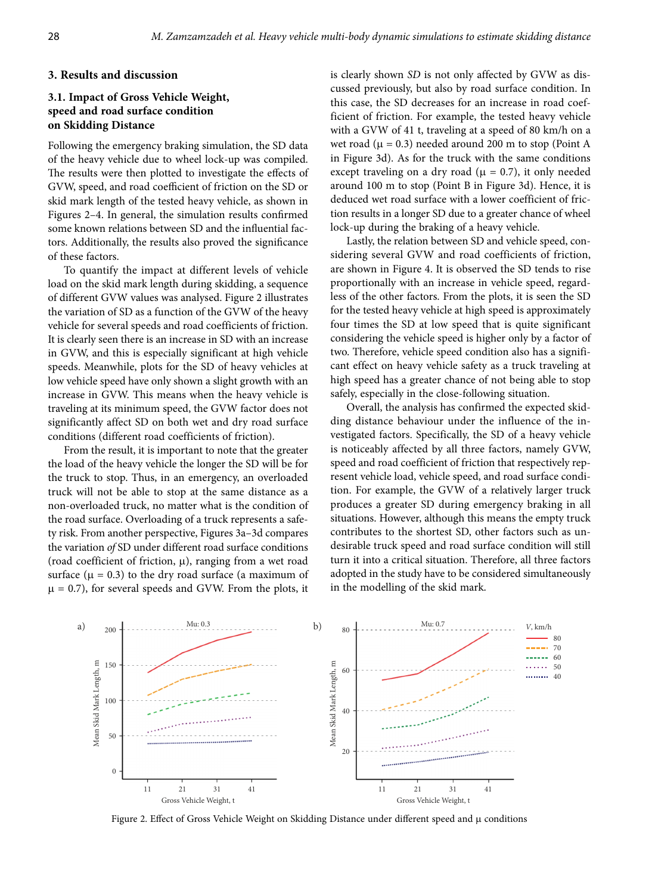## 3. Results and discussion

### 3.1. Impact of Gross Vehicle Weight, speed and road surface condition on Skidding Distance

Following the emergency braking simulation, the SD data of the heavy vehicle due to wheel lock-up was compiled. The results were then plotted to investigate the effects of GVW, speed, and road coefficient of friction on the SD or skid mark length of the tested heavy vehicle, as shown in Figures 2–4. In general, the simulation results confirmed some known relations between SD and the influential factors. Additionally, the results also proved the significance of these factors.

To quantify the impact at different levels of vehicle load on the skid mark length during skidding, a sequence of different GVW values was analysed. Figure 2 illustrates the variation of SD as a function of the GVW of the heavy vehicle for several speeds and road coefficients of friction. It is clearly seen there is an increase in SD with an increase in GVW, and this is especially significant at high vehicle speeds. Meanwhile, plots for the SD of heavy vehicles at low vehicle speed have only shown a slight growth with an increase in GVW. This means when the heavy vehicle is traveling at its minimum speed, the GVW factor does not significantly affect SD on both wet and dry road surface conditions (different road coefficients of friction).

From the result, it is important to note that the greater the load of the heavy vehicle the longer the SD will be for the truck to stop. Thus, in an emergency, an overloaded truck will not be able to stop at the same distance as a non-overloaded truck, no matter what is the condition of the road surface. Overloading of a truck represents a safety risk. From another perspective, Figures 3a–3d compares the variation *of* SD under different road surface conditions (road coefficient of friction, μ), ranging from a wet road surface (μ = 0.3) to the dry road surface (a maximum of μ = 0.7), for several speeds and GVW. From the plots, it is clearly shown *SD* is not only affected by GVW as discussed previously, but also by road surface condition. In this case, the SD decreases for an increase in road coefficient of friction. For example, the tested heavy vehicle with a GVW of 41 t, traveling at a speed of 80 km/h on a wet road (μ = 0.3) needed around 200 m to stop (Point A in Figure 3d). As for the truck with the same conditions except traveling on a dry road (μ = 0.7), it only needed around 100 m to stop (Point B in Figure 3d). Hence, it is deduced wet road surface with a lower coefficient of friction results in a longer SD due to a greater chance of wheel lock-up during the braking of a heavy vehicle.

Lastly, the relation between SD and vehicle speed, considering several GVW and road coefficients of friction, are shown in Figure 4. It is observed the SD tends to rise proportionally with an increase in vehicle speed, regardless of the other factors. From the plots, it is seen the SD for the tested heavy vehicle at high speed is approximately four times the SD at low speed that is quite significant considering the vehicle speed is higher only by a factor of two. Therefore, vehicle speed condition also has a significant effect on heavy vehicle safety as a truck traveling at high speed has a greater chance of not being able to stop safely, especially in the close-following situation.

Overall, the analysis has confirmed the expected skidding distance behaviour under the influence of the investigated factors. Specifically, the SD of a heavy vehicle is noticeably affected by all three factors, namely GVW, speed and road coefficient of friction that respectively represent vehicle load, vehicle speed, and road surface condition. For example, the GVW of a relatively larger truck produces a greater SD during emergency braking in all situations. However, although this means the empty truck contributes to the shortest SD, other factors such as undesirable truck speed and road surface condition will still turn it into a critical situation. Therefore, all three factors adopted in the study have to be considered simultaneously in the modelling of the skid mark.

Figure 2. Effect of Gross Vehicle Weight on Skidding Distance under different speed and μ conditions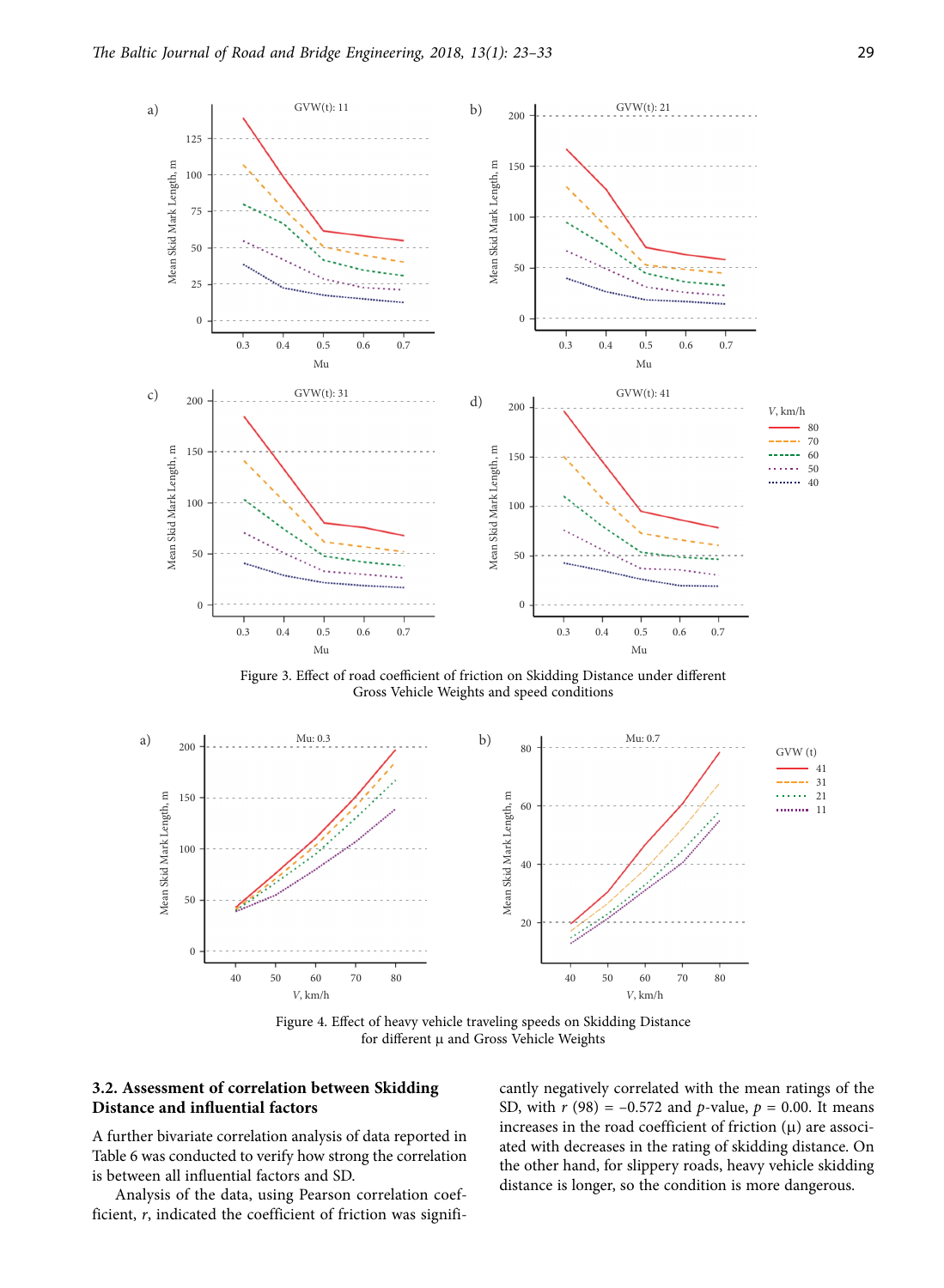Figure 3. Effect of road coefficient of friction on Skidding Distance under different Gross Vehicle Weights and speed conditions

Figure 4. Effect of heavy vehicle traveling speeds on Skidding Distance for different μ and Gross Vehicle Weights

### 3.2. Assessment of correlation between Skidding Distance and influential factors

A further bivariate correlation analysis of data reported in Table 6 was conducted to verify how strong the correlation is between all influential factors and SD.

Analysis of the data, using Pearson correlation coefficient, *r*, indicated the coefficient of friction was significantly negatively correlated with the mean ratings of the SD, with $r$ (98) = −0.572 and *p*-value, $p$ = 0.00. It means increases in the road coefficient of friction (μ) are associated with decreases in the rating of skidding distance. On the other hand, for slippery roads, heavy vehicle skidding distance is longer, so the condition is more dangerous.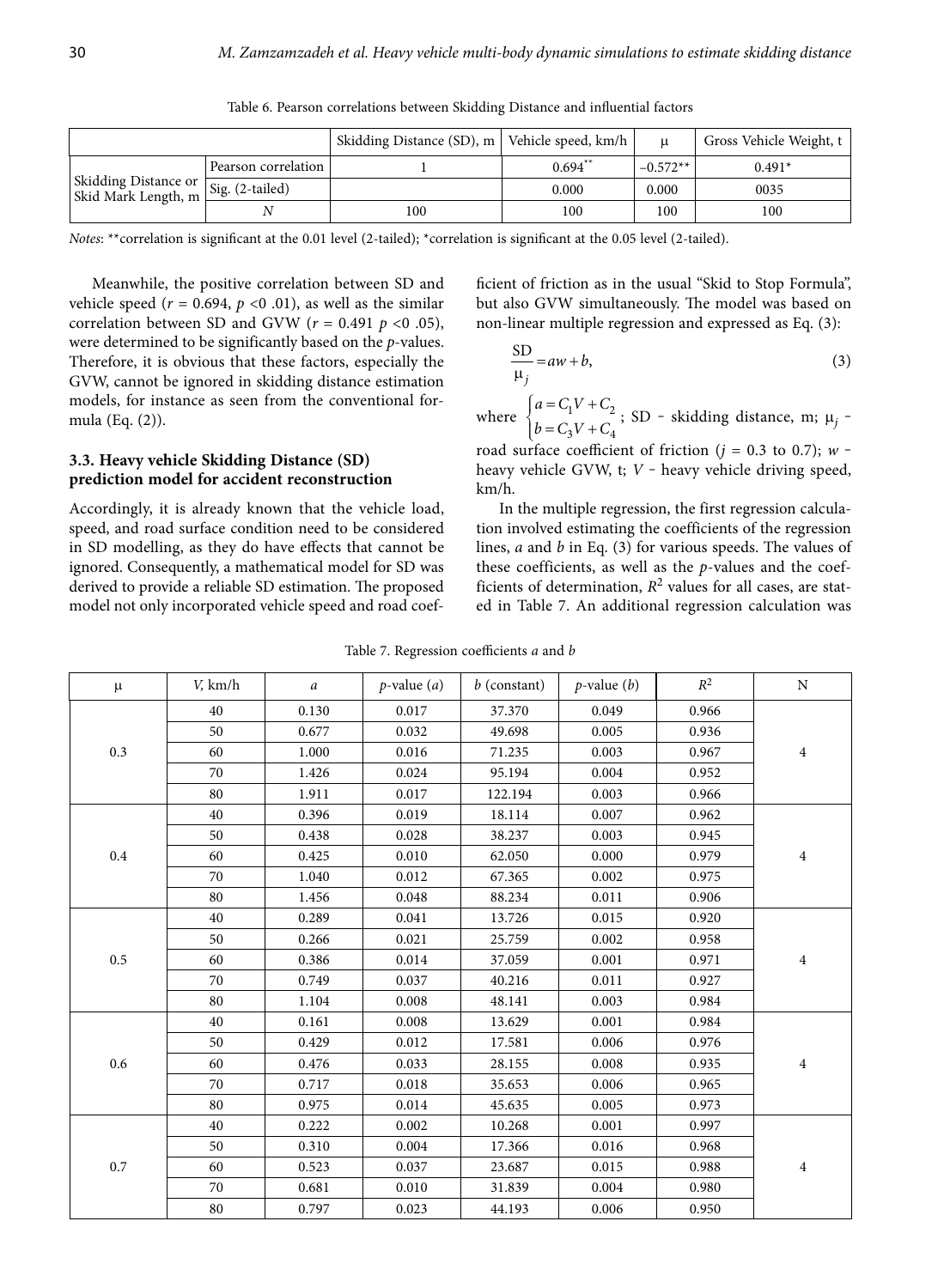Table 6. Pearson correlations between Skidding Distance and influential factors

| | | Skidding Distance (SD), m | Vehicle speed, km/h | μ | Gross Vehicle Weight, t |
|---|---|---|---|---|---|
| Skidding Distance or Skid Mark Length, m | Pearson correlation | 1 | 0.694** | −0.572** | 0.491* |
| | Sig. (2-tailed) | | 0.000 | 0.000 | 0035 |
| | *N* | 100 | 100 | 100 | 100 |

*Notes*: **correlation is significant at the 0.01 level (2-tailed); *correlation is significant at the 0.05 level (2-tailed).

Meanwhile, the positive correlation between SD and vehicle speed ($r$ = 0.694, $p$ <0 .01), as well as the similar correlation between SD and GVW ($r$ = 0.491 $p$ <0 .05), were determined to be significantly based on the $p$-values. Therefore, it is obvious that these factors, especially the GVW, cannot be ignored in skidding distance estimation models, for instance as seen from the conventional formula (Eq. (2)).

### 3.3. Heavy vehicle Skidding Distance (SD) prediction model for accident reconstruction

Accordingly, it is already known that the vehicle load, speed, and road surface condition need to be considered in SD modelling, as they do have effects that cannot be ignored. Consequently, a mathematical model for SD was derived to provide a reliable SD estimation. The proposed model not only incorporated vehicle speed and road coefficient of friction as in the usual "Skid to Stop Formula", but also GVW simultaneously. The model was based on non-linear multiple regression and expressed as Eq. (3):

$$\frac{\text{SD}}{\mu_j} = aw + b, \tag{3}$$

where $\begin{cases} a = C_1V + C_2 \\ b = C_3V + C_4 \end{cases}$; SD – skidding distance, m; $\mu_j$ – road surface coefficient of friction ($j$ = 0.3 to 0.7); $w$ – heavy vehicle GVW, t; $V$ – heavy vehicle driving speed, km/h.

In the multiple regression, the first regression calculation involved estimating the coefficients of the regression lines, $a$ and $b$ in Eq. (3) for various speeds. The values of these coefficients, as well as the $p$-values and the coefficients of determination, $R^2$ values for all cases, are stated in Table 7. An additional regression calculation was

Table 7. Regression coefficients $a$ and $b$

| μ | $V$, km/h | $a$ | $p$-value ($a$) | $b$ (constant) | $p$-value ($b$) | $R^2$ | N |
|---|---|---|---|---|---|---|---|
| 0.3 | 40 | 0.130 | 0.017 | 37.370 | 0.049 | 0.966 | 4 |
| | 50 | 0.677 | 0.032 | 49.698 | 0.005 | 0.936 | |
| | 60 | 1.000 | 0.016 | 71.235 | 0.003 | 0.967 | |
| | 70 | 1.426 | 0.024 | 95.194 | 0.004 | 0.952 | |
| | 80 | 1.911 | 0.017 | 122.194 | 0.003 | 0.966 | |
| 0.4 | 40 | 0.396 | 0.019 | 18.114 | 0.007 | 0.962 | 4 |
| | 50 | 0.438 | 0.028 | 38.237 | 0.003 | 0.945 | |
| | 60 | 0.425 | 0.010 | 62.050 | 0.000 | 0.979 | |
| | 70 | 1.040 | 0.012 | 67.365 | 0.002 | 0.975 | |
| | 80 | 1.456 | 0.048 | 88.234 | 0.011 | 0.906 | |
| 0.5 | 40 | 0.289 | 0.041 | 13.726 | 0.015 | 0.920 | 4 |
| | 50 | 0.266 | 0.021 | 25.759 | 0.002 | 0.958 | |
| | 60 | 0.386 | 0.014 | 37.059 | 0.001 | 0.971 | |
| | 70 | 0.749 | 0.037 | 40.216 | 0.011 | 0.927 | |
| | 80 | 1.104 | 0.008 | 48.141 | 0.003 | 0.984 | |
| 0.6 | 40 | 0.161 | 0.008 | 13.629 | 0.001 | 0.984 | 4 |
| | 50 | 0.429 | 0.012 | 17.581 | 0.006 | 0.976 | |
| | 60 | 0.476 | 0.033 | 28.155 | 0.008 | 0.935 | |
| | 70 | 0.717 | 0.018 | 35.653 | 0.006 | 0.965 | |
| | 80 | 0.975 | 0.014 | 45.635 | 0.005 | 0.973 | |
| 0.7 | 40 | 0.222 | 0.002 | 10.268 | 0.001 | 0.997 | 4 |
| | 50 | 0.310 | 0.004 | 17.366 | 0.016 | 0.968 | |
| | 60 | 0.523 | 0.037 | 23.687 | 0.015 | 0.988 | |
| | 70 | 0.681 | 0.010 | 31.839 | 0.004 | 0.980 | |
| | 80 | 0.797 | 0.023 | 44.193 | 0.006 | 0.950 | |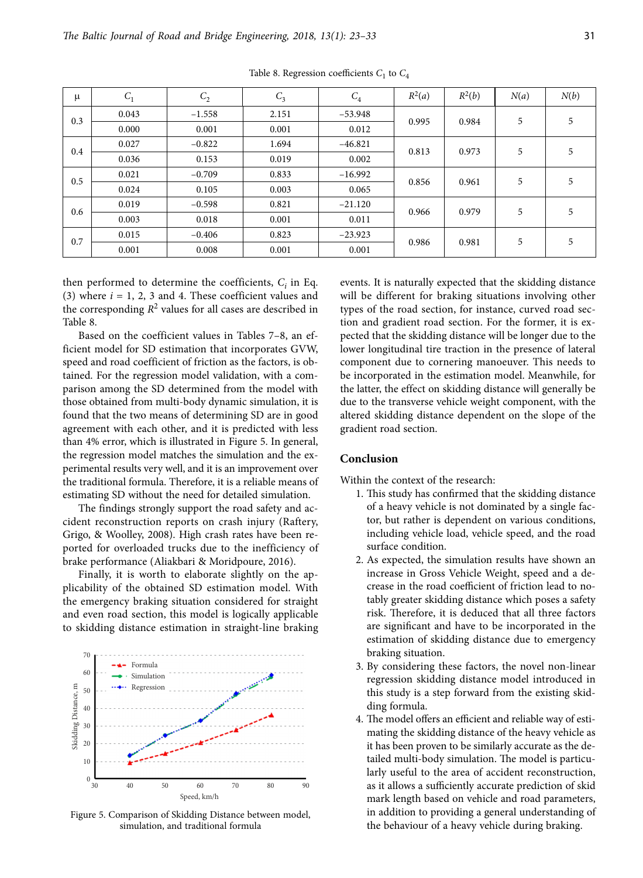Table 8. Regression coefficients $C_1$ to $C_4$

| μ | $C_1$ | $C_2$ | $C_3$ | $C_4$ | $R^2(a)$ | $R^2(b)$ | $N(a)$ | $N(b)$ |
|---|---|---|---|---|---|---|---|---|
| 0.3 | 0.043 | −1.558 | 2.151 | −53.948 | 0.995 | 0.984 | 5 | 5 |
| | 0.000 | 0.001 | 0.001 | 0.012 | | | | |
| 0.4 | 0.027 | −0.822 | 1.694 | −46.821 | 0.813 | 0.973 | 5 | 5 |
| | 0.036 | 0.153 | 0.019 | 0.002 | | | | |
| 0.5 | 0.021 | −0.709 | 0.833 | −16.992 | 0.856 | 0.961 | 5 | 5 |
| | 0.024 | 0.105 | 0.003 | 0.065 | | | | |
| 0.6 | 0.019 | −0.598 | 0.821 | −21.120 | 0.966 | 0.979 | 5 | 5 |
| | 0.003 | 0.018 | 0.001 | 0.011 | | | | |
| 0.7 | 0.015 | −0.406 | 0.823 | −23.923 | 0.986 | 0.981 | 5 | 5 |
| | 0.001 | 0.008 | 0.001 | 0.001 | | | | |

then performed to determine the coefficients, $C_i$ in Eq. (3) where $i$ = 1, 2, 3 and 4. These coefficient values and the corresponding $R^2$ values for all cases are described in Table 8.

Based on the coefficient values in Tables 7–8, an efficient model for SD estimation that incorporates GVW, speed and road coefficient of friction as the factors, is obtained. For the regression model validation, with a comparison among the SD determined from the model with those obtained from multi-body dynamic simulation, it is found that the two means of determining SD are in good agreement with each other, and it is predicted with less than 4% error, which is illustrated in Figure 5. In general, the regression model matches the simulation and the experimental results very well, and it is an improvement over the traditional formula. Therefore, it is a reliable means of estimating SD without the need for detailed simulation.

The findings strongly support the road safety and accident reconstruction reports on crash injury (Raftery, Grigo, & Woolley, 2008). High crash rates have been reported for overloaded trucks due to the inefficiency of brake performance (Aliakbari & Moridpoure, 2016).

Finally, it is worth to elaborate slightly on the applicability of the obtained SD estimation model. With the emergency braking situation considered for straight and even road section, this model is logically applicable to skidding distance estimation in straight-line braking events. It is naturally expected that the skidding distance will be different for braking situations involving other types of the road section, for instance, curved road section and gradient road section. For the former, it is expected that the skidding distance will be longer due to the lower longitudinal tire traction in the presence of lateral component due to cornering manoeuver. This needs to be incorporated in the estimation model. Meanwhile, for the latter, the effect on skidding distance will generally be due to the transverse vehicle weight component, with the altered skidding distance dependent on the slope of the gradient road section.

Figure 5. Comparison of Skidding Distance between model, simulation, and traditional formula

## Conclusion

Within the context of the research:

1. This study has confirmed that the skidding distance of a heavy vehicle is not dominated by a single factor, but rather is dependent on various conditions, including vehicle load, vehicle speed, and the road surface condition.
2. As expected, the simulation results have shown an increase in Gross Vehicle Weight, speed and a decrease in the road coefficient of friction lead to notably greater skidding distance which poses a safety risk. Therefore, it is deduced that all three factors are significant and have to be incorporated in the estimation of skidding distance due to emergency braking situation.
3. By considering these factors, the novel non-linear regression skidding distance model introduced in this study is a step forward from the existing skidding formula.
4. The model offers an efficient and reliable way of estimating the skidding distance of the heavy vehicle as it has been proven to be similarly accurate as the detailed multi-body simulation. The model is particularly useful to the area of accident reconstruction, as it allows a sufficiently accurate prediction of skid mark length based on vehicle and road parameters, in addition to providing a general understanding of the behaviour of a heavy vehicle during braking.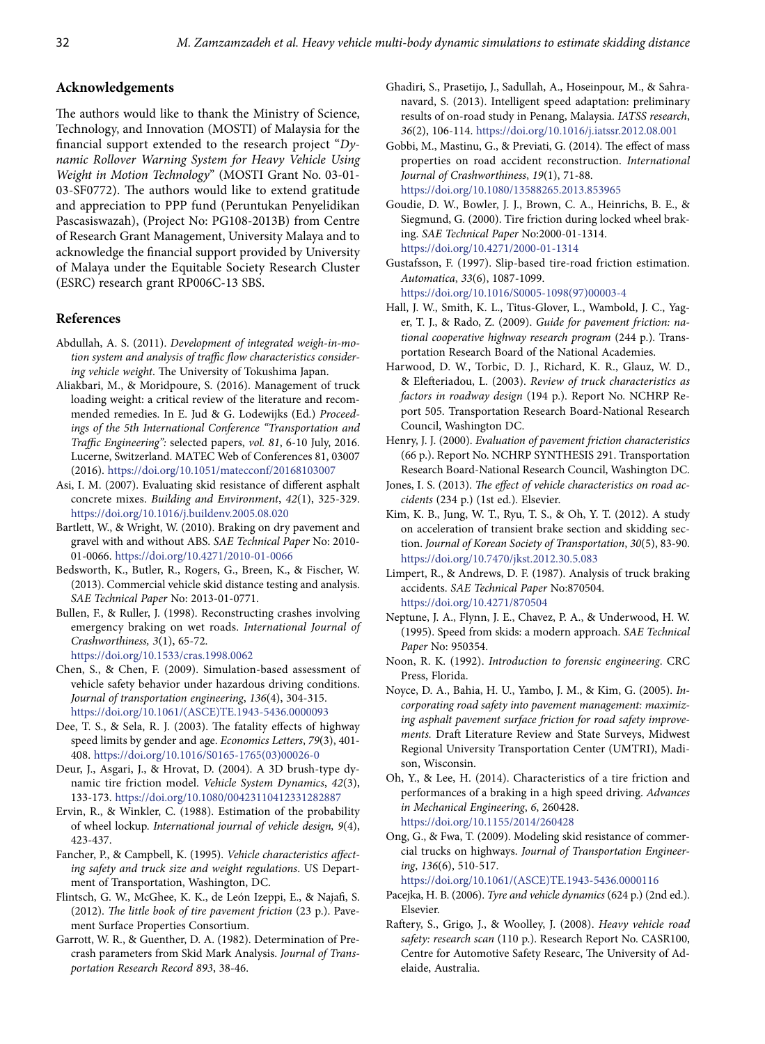## Acknowledgements

The authors would like to thank the Ministry of Science, Technology, and Innovation (MOSTI) of Malaysia for the financial support extended to the research project "*Dynamic Rollover Warning System for Heavy Vehicle Using Weight in Motion Technology*" (MOSTI Grant No. 03-01-03-SF0772). The authors would like to extend gratitude and appreciation to PPP fund (Peruntukan Penyelidikan Pascasiswazah), (Project No: PG108-2013B) from Centre of Research Grant Management, University Malaya and to acknowledge the financial support provided by University of Malaya under the Equitable Society Research Cluster (ESRC) research grant RP006C-13 SBS.

## References

Abdullah, A. S. (2011). *Development of integrated weigh-in-motion system and analysis of traffic flow characteristics considering vehicle weight*. The University of Tokushima Japan.

Aliakbari, M., & Moridpoure, S. (2016). Management of truck loading weight: a critical review of the literature and recommended remedies. In E. Jud & G. Lodewijks (Ed.) *Proceedings of the 5th International Conference "Transportation and Traffic Engineering":* selected papers, *vol. 81*, 6-10 July, 2016. Lucerne, Switzerland. MATEC Web of Conferences 81, 03007 (2016). https://doi.org/10.1051/matecconf/20168103007

Asi, I. M. (2007). Evaluating skid resistance of different asphalt concrete mixes. *Building and Environment*, *42*(1), 325-329. https://doi.org/10.1016/j.buildenv.2005.08.020

Bartlett, W., & Wright, W. (2010). Braking on dry pavement and gravel with and without ABS. *SAE Technical Paper* No: 2010-01-0066. https://doi.org/10.4271/2010-01-0066

Bedsworth, K., Butler, R., Rogers, G., Breen, K., & Fischer, W. (2013). Commercial vehicle skid distance testing and analysis. *SAE Technical Paper* No: 2013-01-0771.

Bullen, F., & Ruller, J. (1998). Reconstructing crashes involving emergency braking on wet roads. *International Journal of Crashworthiness, 3*(1), 65-72. https://doi.org/10.1533/cras.1998.0062

Chen, S., & Chen, F. (2009). Simulation-based assessment of vehicle safety behavior under hazardous driving conditions. *Journal of transportation engineering*, *136*(4), 304-315. https://doi.org/10.1061/(ASCE)TE.1943-5436.0000093

Dee, T. S., & Sela, R. J. (2003). The fatality effects of highway speed limits by gender and age. *Economics Letters*, *79*(3), 401-408. https://doi.org/10.1016/S0165-1765(03)00026-0

Deur, J., Asgari, J., & Hrovat, D. (2004). A 3D brush-type dynamic tire friction model. *Vehicle System Dynamics*, *42*(3), 133-173. https://doi.org/10.1080/00423110412331282887

Ervin, R., & Winkler, C. (1988). Estimation of the probability of wheel lockup. *International journal of vehicle design, 9*(4), 423-437.

Fancher, P., & Campbell, K. (1995). *Vehicle characteristics affecting safety and truck size and weight regulations*. US Department of Transportation, Washington, DC.

Flintsch, G. W., McGhee, K. K., de León Izeppi, E., & Najafi, S. (2012). *The little book of tire pavement friction* (23 p.). Pavement Surface Properties Consortium.

Garrott, W. R., & Guenther, D. A. (1982). Determination of Precrash parameters from Skid Mark Analysis. *Journal of Transportation Research Record 893*, 38-46.

Ghadiri, S., Prasetijo, J., Sadullah, A., Hoseinpour, M., & Sahranavard, S. (2013). Intelligent speed adaptation: preliminary results of on-road study in Penang, Malaysia. *IATSS research*, *36*(2), 106-114. https://doi.org/10.1016/j.iatssr.2012.08.001

Gobbi, M., Mastinu, G., & Previati, G. (2014). The effect of mass properties on road accident reconstruction. *International Journal of Crashworthiness*, *19*(1), 71-88. https://doi.org/10.1080/13588265.2013.853965

Goudie, D. W., Bowler, J. J., Brown, C. A., Heinrichs, B. E., & Siegmund, G. (2000). Tire friction during locked wheel braking. *SAE Technical Paper* No:2000-01-1314. https://doi.org/10.4271/2000-01-1314

Gustafsson, F. (1997). Slip-based tire-road friction estimation. *Automatica*, *33*(6), 1087-1099. https://doi.org/10.1016/S0005-1098(97)00003-4

Hall, J. W., Smith, K. L., Titus-Glover, L., Wambold, J. C., Yager, T. J., & Rado, Z. (2009). *Guide for pavement friction: national cooperative highway research program* (244 p.). Transportation Research Board of the National Academies.

Harwood, D. W., Torbic, D. J., Richard, K. R., Glauz, W. D., & Elefteriadou, L. (2003). *Review of truck characteristics as factors in roadway design* (194 p.). Report No. NCHRP Report 505. Transportation Research Board-National Research Council, Washington DC.

Henry, J. J. (2000). *Evaluation of pavement friction characteristics* (66 p.). Report No. NCHRP SYNTHESIS 291. Transportation Research Board-National Research Council, Washington DC.

Jones, I. S. (2013). *The effect of vehicle characteristics on road accidents* (234 p.) (1st ed.). Elsevier.

Kim, K. B., Jung, W. T., Ryu, T. S., & Oh, Y. T. (2012). A study on acceleration of transient brake section and skidding section. *Journal of Korean Society of Transportation*, *30*(5), 83-90. https://doi.org/10.7470/jkst.2012.30.5.083

Limpert, R., & Andrews, D. F. (1987). Analysis of truck braking accidents. *SAE Technical Paper* No:870504. https://doi.org/10.4271/870504

Neptune, J. A., Flynn, J. E., Chavez, P. A., & Underwood, H. W. (1995). Speed from skids: a modern approach. *SAE Technical Paper* No: 950354.

Noon, R. K. (1992). *Introduction to forensic engineering*. CRC Press, Florida.

Noyce, D. A., Bahia, H. U., Yambo, J. M., & Kim, G. (2005). *Incorporating road safety into pavement management: maximizing asphalt pavement surface friction for road safety improvements*. Draft Literature Review and State Surveys, Midwest Regional University Transportation Center (UMTRI), Madison, Wisconsin.

Oh, Y., & Lee, H. (2014). Characteristics of a tire friction and performances of a braking in a high speed driving. *Advances in Mechanical Engineering*, *6*, 260428. https://doi.org/10.1155/2014/260428

Ong, G., & Fwa, T. (2009). Modeling skid resistance of commercial trucks on highways. *Journal of Transportation Engineering*, *136*(6), 510-517. https://doi.org/10.1061/(ASCE)TE.1943-5436.0000116

Pacejka, H. B. (2006). *Tyre and vehicle dynamics* (624 p.) (2nd ed.). Elsevier.

Raftery, S., Grigo, J., & Woolley, J. (2008). *Heavy vehicle road safety: research scan* (110 p.). Research Report No. CASR100, Centre for Automotive Safety Researc, The University of Adelaide, Australia.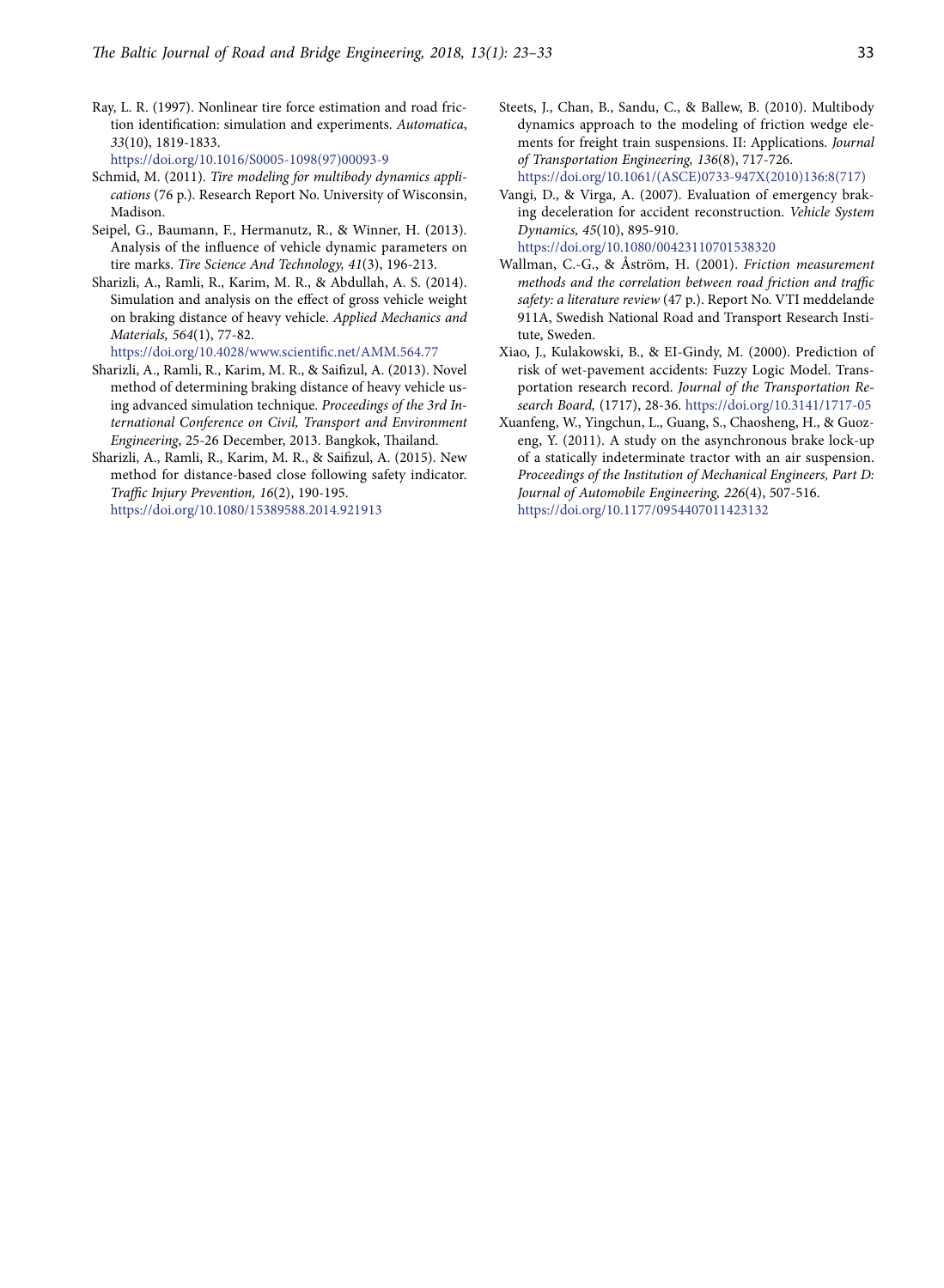Ray, L. R. (1997). Nonlinear tire force estimation and road friction identification: simulation and experiments. *Automatica*, *33*(10), 1819-1833. https://doi.org/10.1016/S0005-1098(97)00093-9

Schmid, M. (2011). *Tire modeling for multibody dynamics applications* (76 p.). Research Report No. University of Wisconsin, Madison.

Seipel, G., Baumann, F., Hermanutz, R., & Winner, H. (2013). Analysis of the influence of vehicle dynamic parameters on tire marks. *Tire Science And Technology, 41*(3), 196-213.

Sharizli, A., Ramli, R., Karim, M. R., & Abdullah, A. S. (2014). Simulation and analysis on the effect of gross vehicle weight on braking distance of heavy vehicle. *Applied Mechanics and Materials, 564*(1), 77-82. https://doi.org/10.4028/www.scientific.net/AMM.564.77

Sharizli, A., Ramli, R., Karim, M. R., & Saifizul, A. (2013). Novel method of determining braking distance of heavy vehicle using advanced simulation technique. *Proceedings of the 3rd International Conference on Civil, Transport and Environment Engineering*, 25-26 December, 2013. Bangkok, Thailand.

Sharizli, A., Ramli, R., Karim, M. R., & Saifizul, A. (2015). New method for distance-based close following safety indicator. *Traffic Injury Prevention, 16*(2), 190-195. https://doi.org/10.1080/15389588.2014.921913

Steets, J., Chan, B., Sandu, C., & Ballew, B. (2010). Multibody dynamics approach to the modeling of friction wedge elements for freight train suspensions. II: Applications. *Journal of Transportation Engineering, 136*(8), 717-726. https://doi.org/10.1061/(ASCE)0733-947X(2010)136:8(717)

Vangi, D., & Virga, A. (2007). Evaluation of emergency braking deceleration for accident reconstruction. *Vehicle System Dynamics, 45*(10), 895-910. https://doi.org/10.1080/00423110701538320

Wallman, C.-G., & Åström, H. (2001). *Friction measurement methods and the correlation between road friction and traffic safety: a literature review* (47 p.). Report No. VTI meddelande 911A, Swedish National Road and Transport Research Institute, Sweden.

Xiao, J., Kulakowski, B., & EI-Gindy, M. (2000). Prediction of risk of wet-pavement accidents: Fuzzy Logic Model. Transportation research record. *Journal of the Transportation Research Board,* (1717), 28-36. https://doi.org/10.3141/1717-05

Xuanfeng, W., Yingchun, L., Guang, S., Chaosheng, H., & Guozeng, Y. (2011). A study on the asynchronous brake lock-up of a statically indeterminate tractor with an air suspension. *Proceedings of the Institution of Mechanical Engineers, Part D: Journal of Automobile Engineering, 226*(4), 507-516. https://doi.org/10.1177/0954407011423132